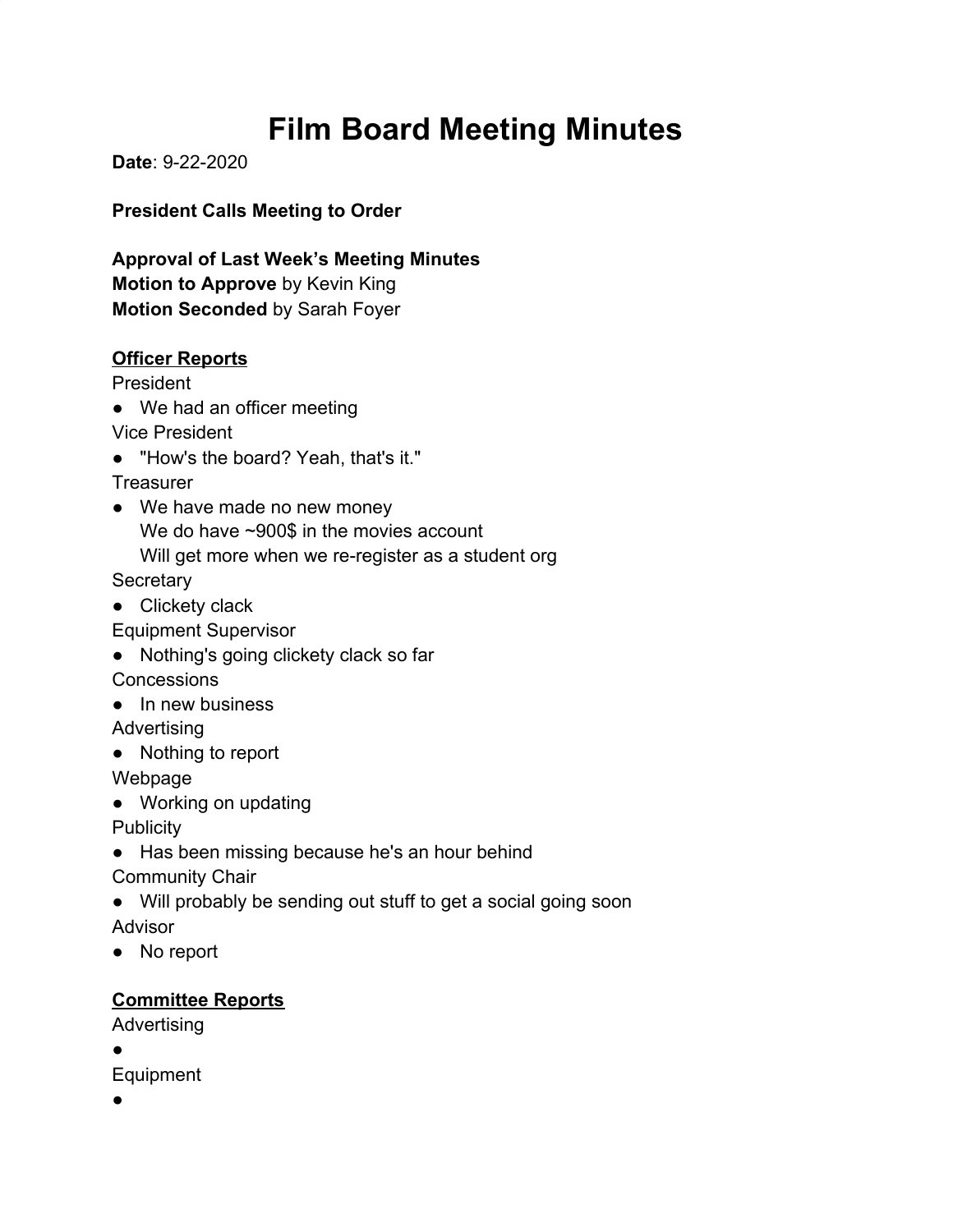# Film Board Meeting Minutes

**Date**: 9-22-2020

**President Calls Meeting to Order**

**Approval of Last Week's Meeting Minutes**
**Motion to Approve** by Kevin King
**Motion Seconded** by Sarah Foyer

**Officer Reports**

President
- We had an officer meeting

Vice President
- "How's the board? Yeah, that's it."

Treasurer
- We have made no new money
  We do have ~900$ in the movies account
  Will get more when we re-register as a student org

Secretary
- Clickety clack

Equipment Supervisor
- Nothing's going clickety clack so far

Concessions
- In new business

Advertising
- Nothing to report

Webpage
- Working on updating

Publicity
- Has been missing because he's an hour behind

Community Chair
- Will probably be sending out stuff to get a social going soon

Advisor
- No report

**Committee Reports**

Advertising
-

Equipment
-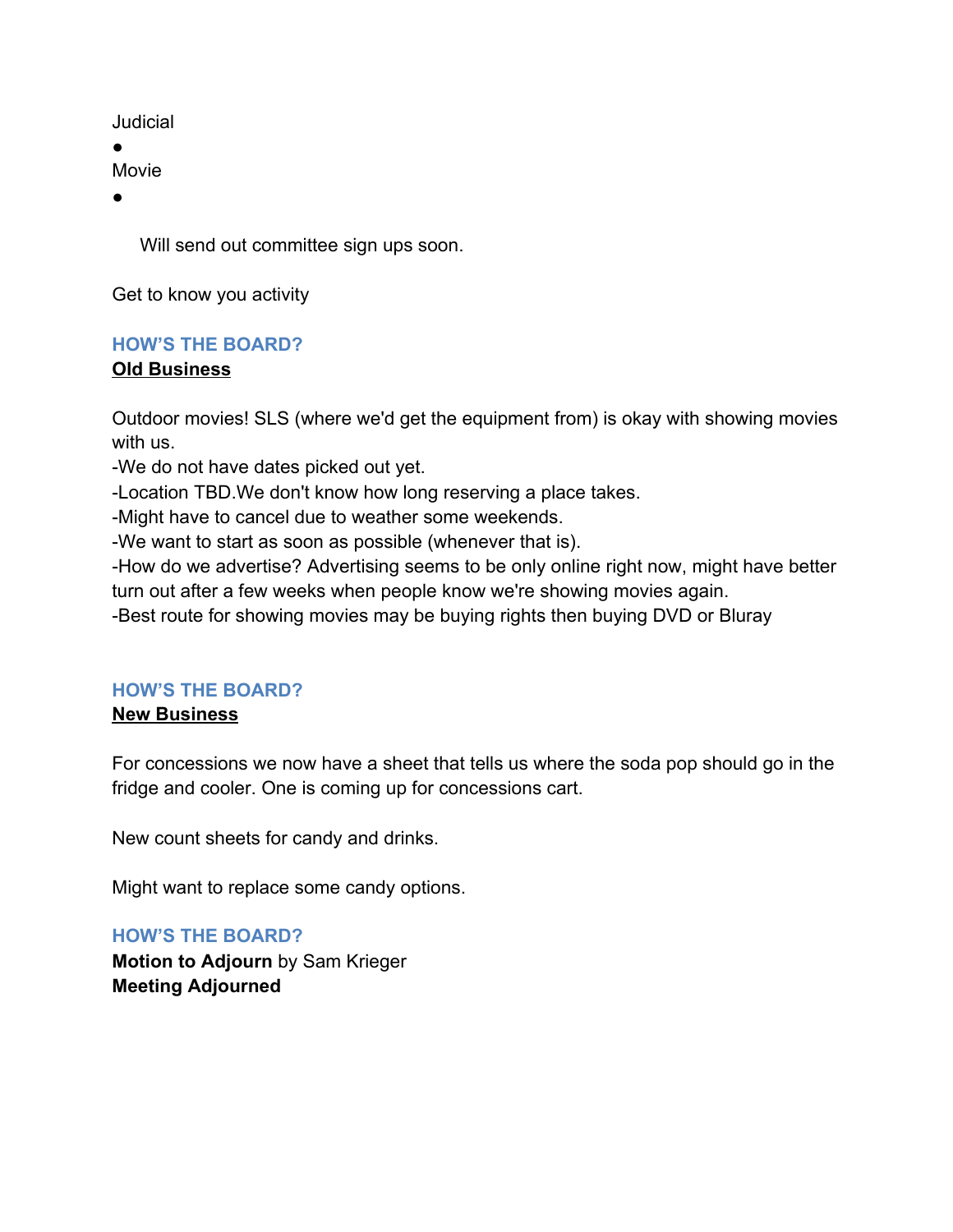Judicial

•

Movie

•

Will send out committee sign ups soon.

Get to know you activity

### HOW'S THE BOARD?

**Old Business**

Outdoor movies! SLS (where we'd get the equipment from) is okay with showing movies with us.

-We do not have dates picked out yet.

-Location TBD.We don't know how long reserving a place takes.

-Might have to cancel due to weather some weekends.

-We want to start as soon as possible (whenever that is).

-How do we advertise? Advertising seems to be only online right now, might have better turn out after a few weeks when people know we're showing movies again.

-Best route for showing movies may be buying rights then buying DVD or Bluray

### HOW'S THE BOARD?

**New Business**

For concessions we now have a sheet that tells us where the soda pop should go in the fridge and cooler. One is coming up for concessions cart.

New count sheets for candy and drinks.

Might want to replace some candy options.

### HOW'S THE BOARD?

**Motion to Adjourn** by Sam Krieger

**Meeting Adjourned**